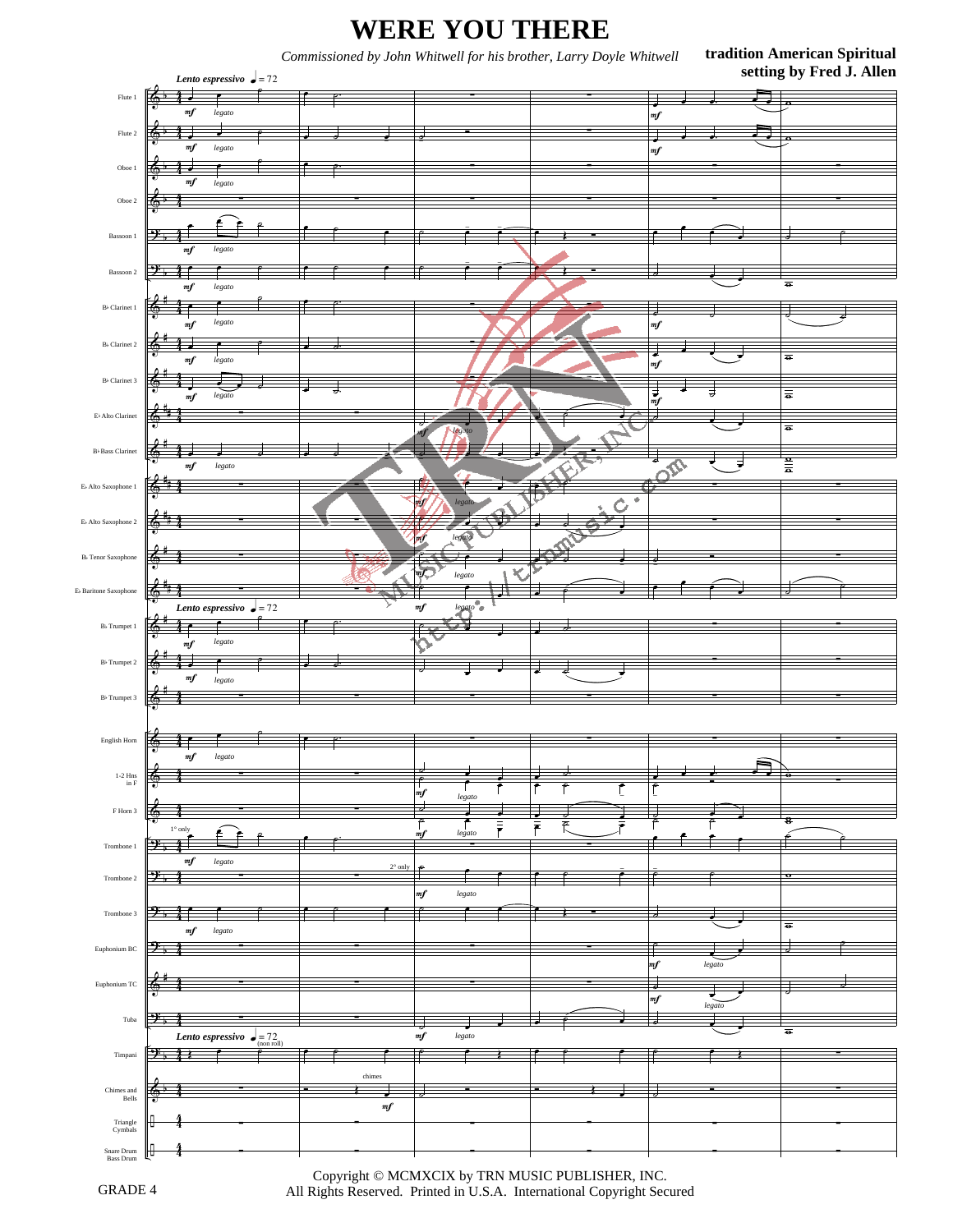# WERE YOU THERE

*Commissioned by John Whitwell for his brother, Larry Doyle Whitwell*

**tradition American Spiritual**
**setting by Fred J. Allen**

Copyright © MCMXCIX by TRN MUSIC PUBLISHER, INC.
All Rights Reserved. Printed in U.S.A. International Copyright Secured

GRADE 4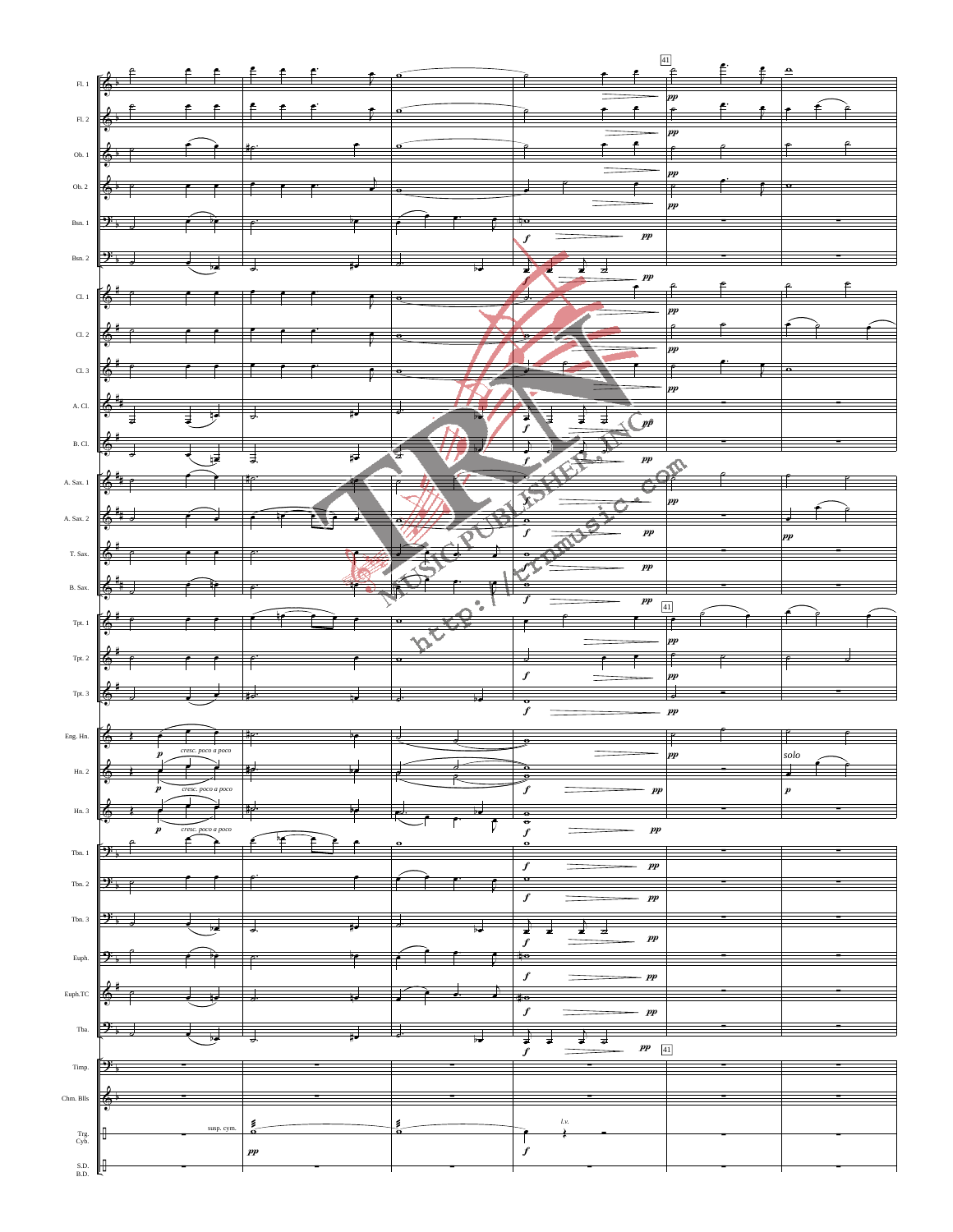41

Fl. 1
Fl. 2
Ob. 1
Ob. 2
Bsn. 1
Bsn. 2
Cl. 1
Cl. 2
Cl. 3
A. Cl.
B. Cl.
A. Sax. 1
A. Sax. 2
T. Sax.
B. Sax.
Tpt. 1
Tpt. 2
Tpt. 3
Eng. Hn.
Hn. 2
Hn. 3
Tbn. 1
Tbn. 2
Tbn. 3
Euph.
Euph.TC
Tba.
Timp.
Chm. Blls
Trg. Cyb.
S.D. B.D.

*cresc. poco a poco*

*solo*

susp. cym.

*l.v.*

*pp* *p* *f*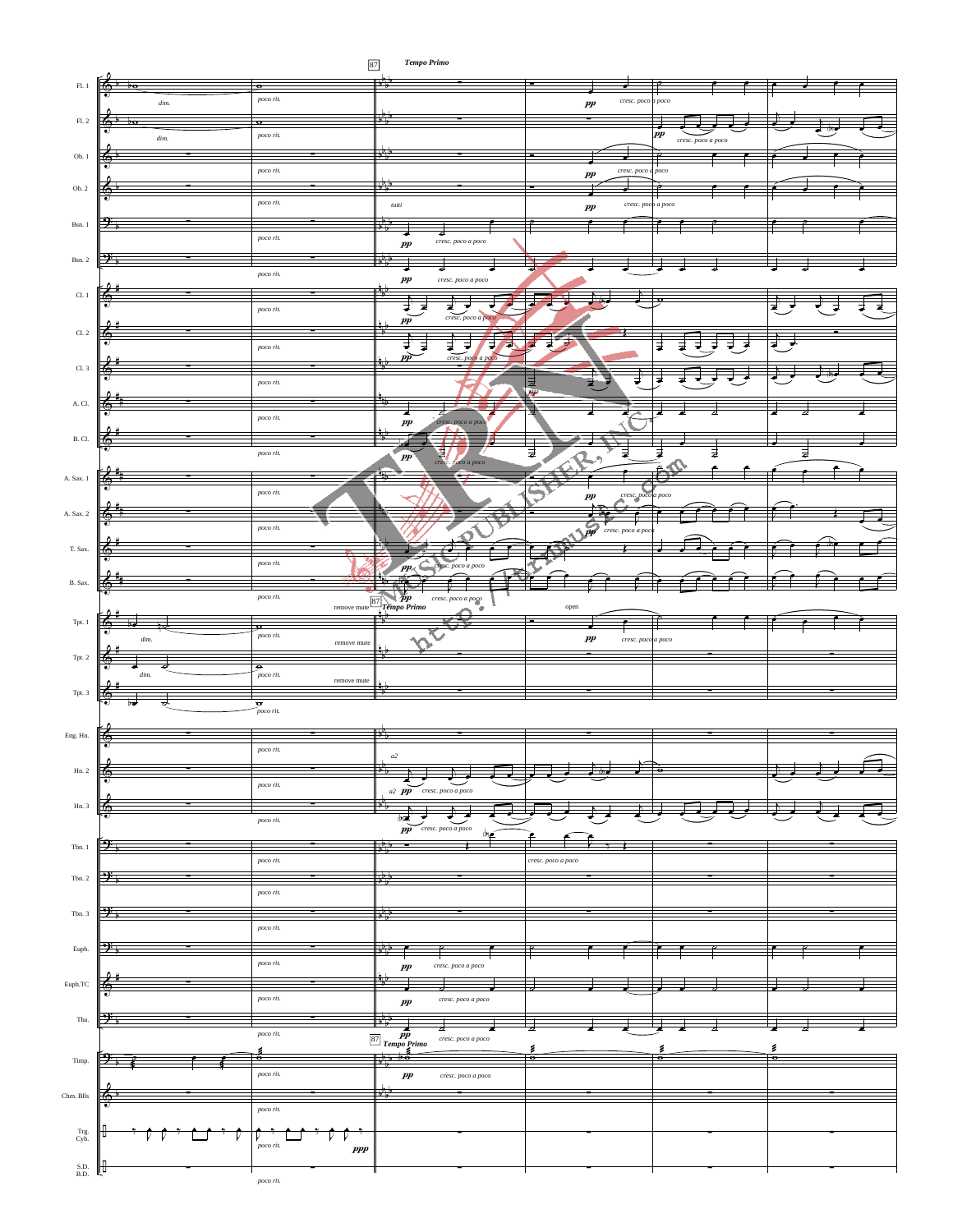87 **Tempo Primo**

Fl. 1, Fl. 2, Ob. 1, Ob. 2, Bsn. 1, Bsn. 2, Cl. 1, Cl. 2, Cl. 3, A. Cl., B. Cl., A. Sax. 1, A. Sax. 2, T. Sax., B. Sax., Tpt. 1, Tpt. 2, Tpt. 3, Eng. Hn., Hn. 2, Hn. 3, Tbn. 1, Tbn. 2, Tbn. 3, Euph., Euph.TC, Tba., Timp., Chm. Blls, Trg. Cyb., S.D. B.D.

*dim.* *poco rit.* *pp* *cresc. poco a poco* *tutti* *a2* *remove mute* *open* *ppp*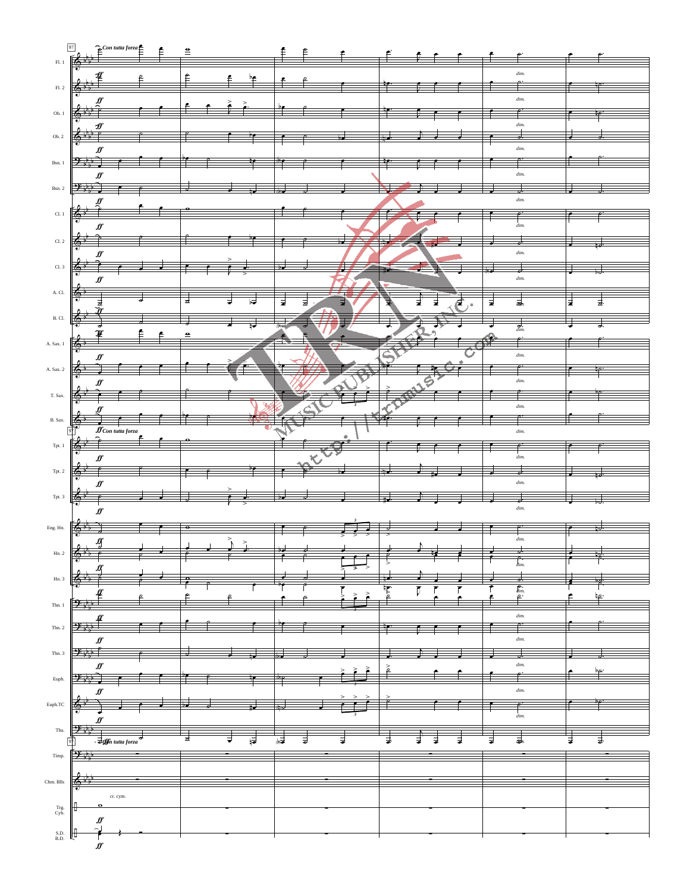97

*Con tutta forza*

Fl. 1
Fl. 2
Ob. 1
Ob. 2
Bsn. 1
Bsn. 2
Cl. 1
Cl. 2
Cl. 3
A. Cl.
B. Cl.
A. Sax. 1
A. Sax. 2
T. Sax.
B. Sax.
Tpt. 1
Tpt. 2
Tpt. 3
Eng. Hn.
Hn. 2
Hn. 3
Tbn. 1
Tbn. 2
Tbn. 3
Euph.
Euph.TC
Tba.
Timp.
Chm. Blls
Trg. Cyb.
S.D. B.D.

*ff* *dim.*

cr. cym.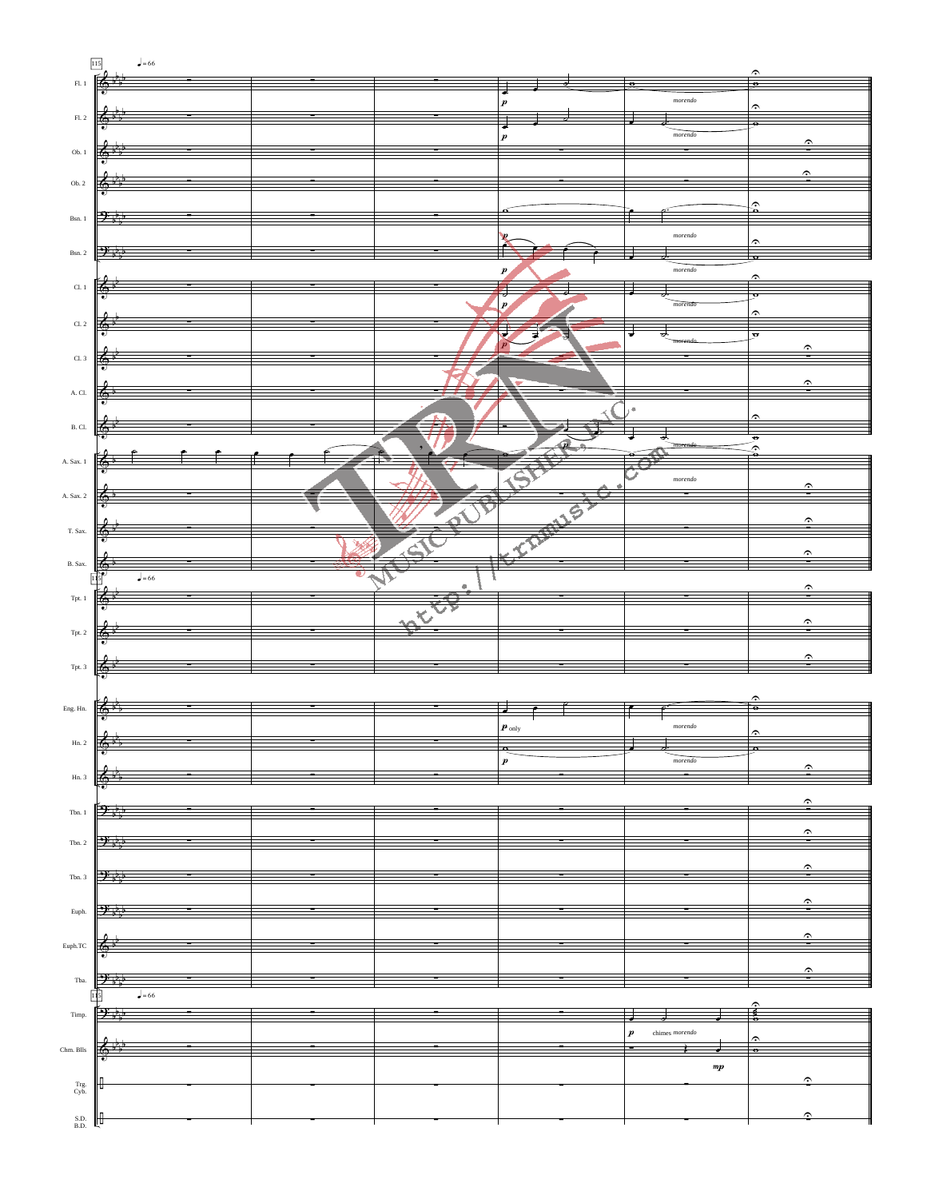115 ♩= 66

Fl. 1 — *p* — *morendo*

Fl. 2 — *p* — *morendo*

Ob. 1

Ob. 2

Bsn. 1 — *p* — *morendo*

Bsn. 2 — *p* — *morendo*

Cl. 1 — *p* — *morendo*

Cl. 2 — *p* — *morendo*

Cl. 3

A. Cl.

B. Cl. — *p* — *morendo*

A. Sax. 1 — *morendo*

A. Sax. 2

T. Sax.

B. Sax.

115 ♩= 66

Tpt. 1

Tpt. 2

Tpt. 3

Eng. Hn. — *p* only — *morendo*

Hn. 2 — *p* — *morendo*

Hn. 3

Tbn. 1

Tbn. 2

Tbn. 3

Euph.

Euph.TC

Tba.

115 ♩= 66

Timp. — *p* — *morendo*

Chm. Blls — chimes — *mp*

Trg. Cyb.

S.D. B.D.

TRN MUSIC PUBLISHER, INC.
http://www.trnmusic.com